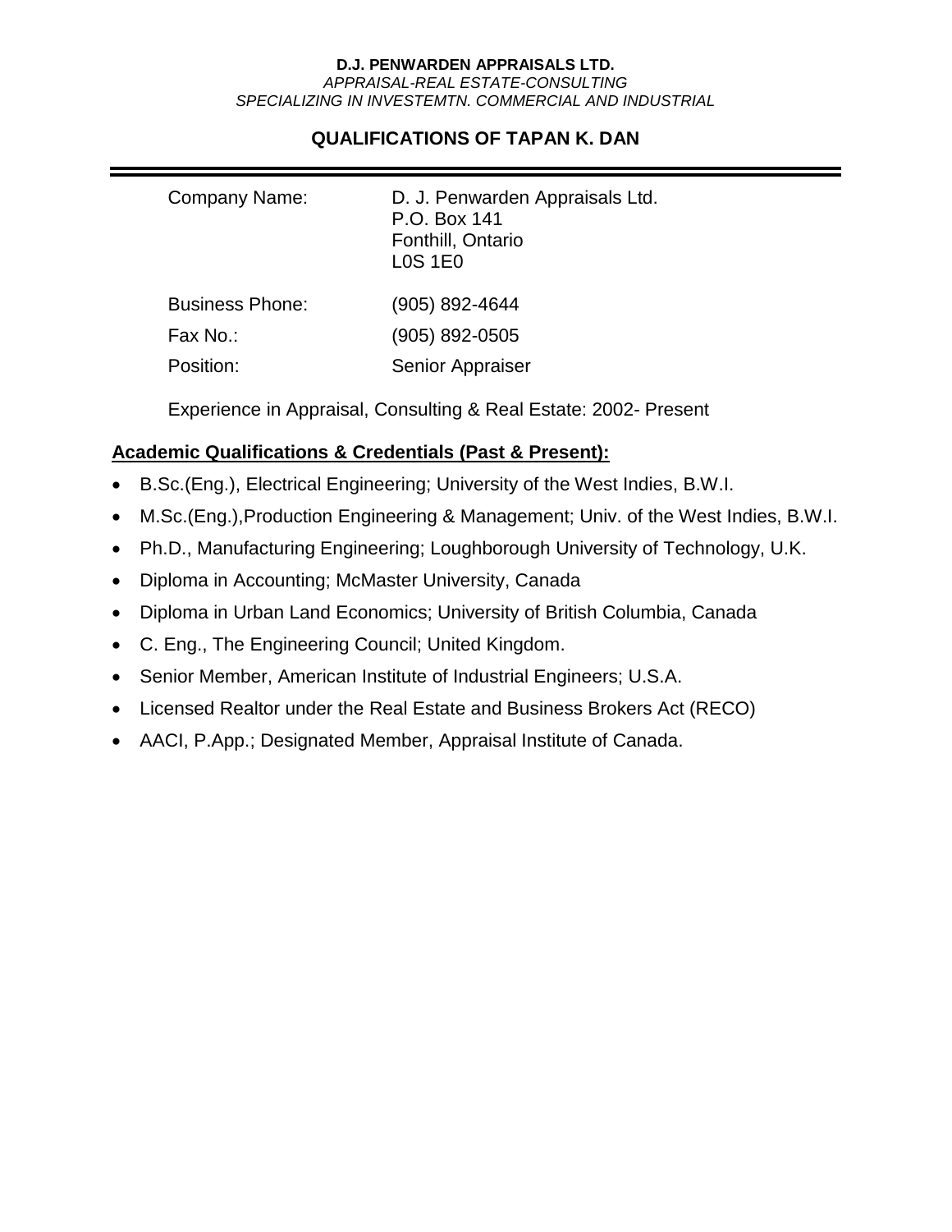**D.J. PENWARDEN APPRAISALS LTD.**

*APPRAISAL-REAL ESTATE-CONSULTING*

*SPECIALIZING IN INVESTEMTN. COMMERCIAL AND INDUSTRIAL*

## QUALIFICATIONS OF TAPAN K. DAN

---

| | |
|---|---|
| Company Name: | D. J. Penwarden Appraisals Ltd.<br>P.O. Box 141<br>Fonthill, Ontario<br>L0S 1E0 |
| Business Phone: | (905) 892-4644 |
| Fax No.: | (905) 892-0505 |
| Position: | Senior Appraiser |

Experience in Appraisal, Consulting & Real Estate: 2002- Present

**Academic Qualifications & Credentials (Past & Present):**

- B.Sc.(Eng.), Electrical Engineering; University of the West Indies, B.W.I.
- M.Sc.(Eng.),Production Engineering & Management; Univ. of the West Indies, B.W.I.
- Ph.D., Manufacturing Engineering; Loughborough University of Technology, U.K.
- Diploma in Accounting; McMaster University, Canada
- Diploma in Urban Land Economics; University of British Columbia, Canada
- C. Eng., The Engineering Council; United Kingdom.
- Senior Member, American Institute of Industrial Engineers; U.S.A.
- Licensed Realtor under the Real Estate and Business Brokers Act (RECO)
- AACI, P.App.; Designated Member, Appraisal Institute of Canada.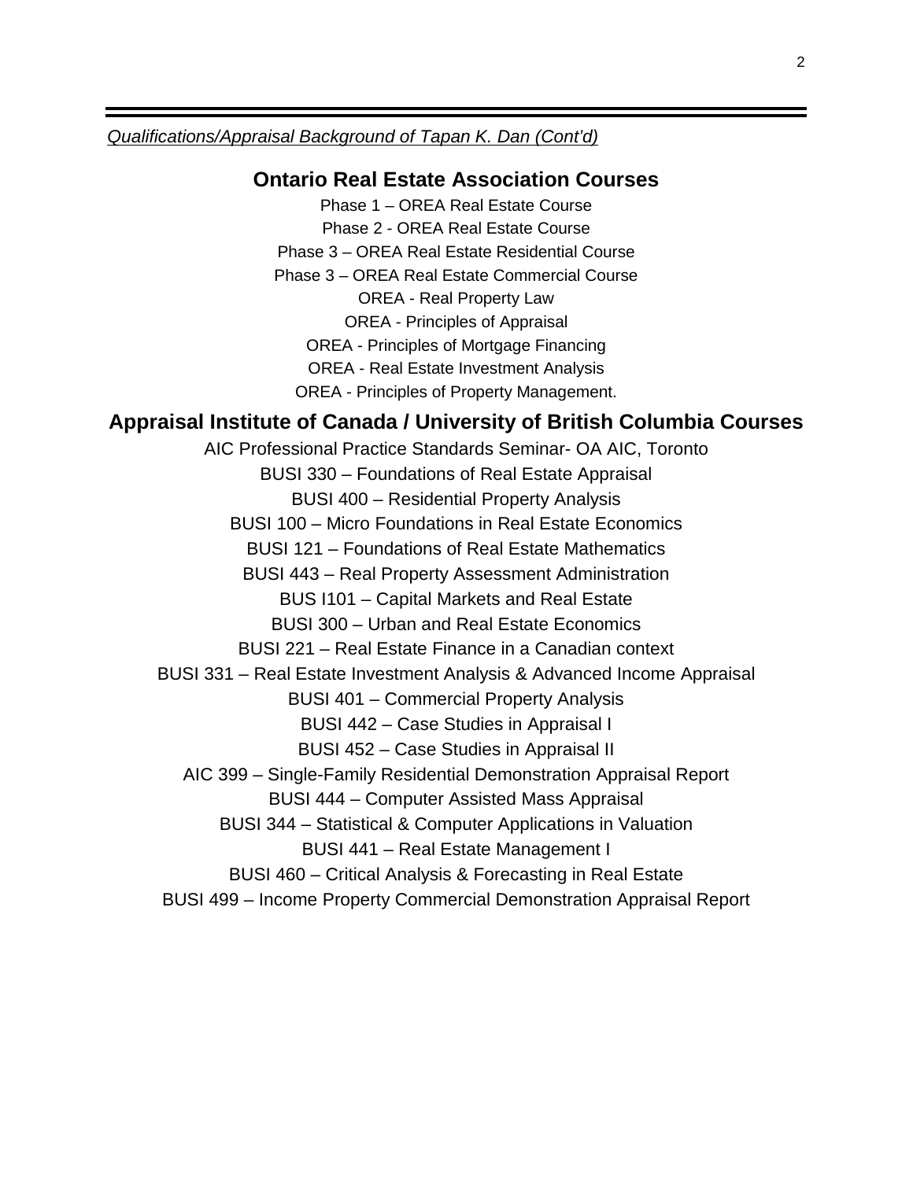*Qualifications/Appraisal Background of Tapan K. Dan (Cont'd)*

## Ontario Real Estate Association Courses

Phase 1 – OREA Real Estate Course
Phase 2 - OREA Real Estate Course
Phase 3 – OREA Real Estate Residential Course
Phase 3 – OREA Real Estate Commercial Course
OREA - Real Property Law
OREA - Principles of Appraisal
OREA - Principles of Mortgage Financing
OREA - Real Estate Investment Analysis
OREA - Principles of Property Management.

## Appraisal Institute of Canada / University of British Columbia Courses

AIC Professional Practice Standards Seminar- OA AIC, Toronto
BUSI 330 – Foundations of Real Estate Appraisal
BUSI 400 – Residential Property Analysis
BUSI 100 – Micro Foundations in Real Estate Economics
BUSI 121 – Foundations of Real Estate Mathematics
BUSI 443 – Real Property Assessment Administration
BUS I101 – Capital Markets and Real Estate
BUSI 300 – Urban and Real Estate Economics
BUSI 221 – Real Estate Finance in a Canadian context
BUSI 331 – Real Estate Investment Analysis & Advanced Income Appraisal
BUSI 401 – Commercial Property Analysis
BUSI 442 – Case Studies in Appraisal I
BUSI 452 – Case Studies in Appraisal II
AIC 399 – Single-Family Residential Demonstration Appraisal Report
BUSI 444 – Computer Assisted Mass Appraisal
BUSI 344 – Statistical & Computer Applications in Valuation
BUSI 441 – Real Estate Management I
BUSI 460 – Critical Analysis & Forecasting in Real Estate
BUSI 499 – Income Property Commercial Demonstration Appraisal Report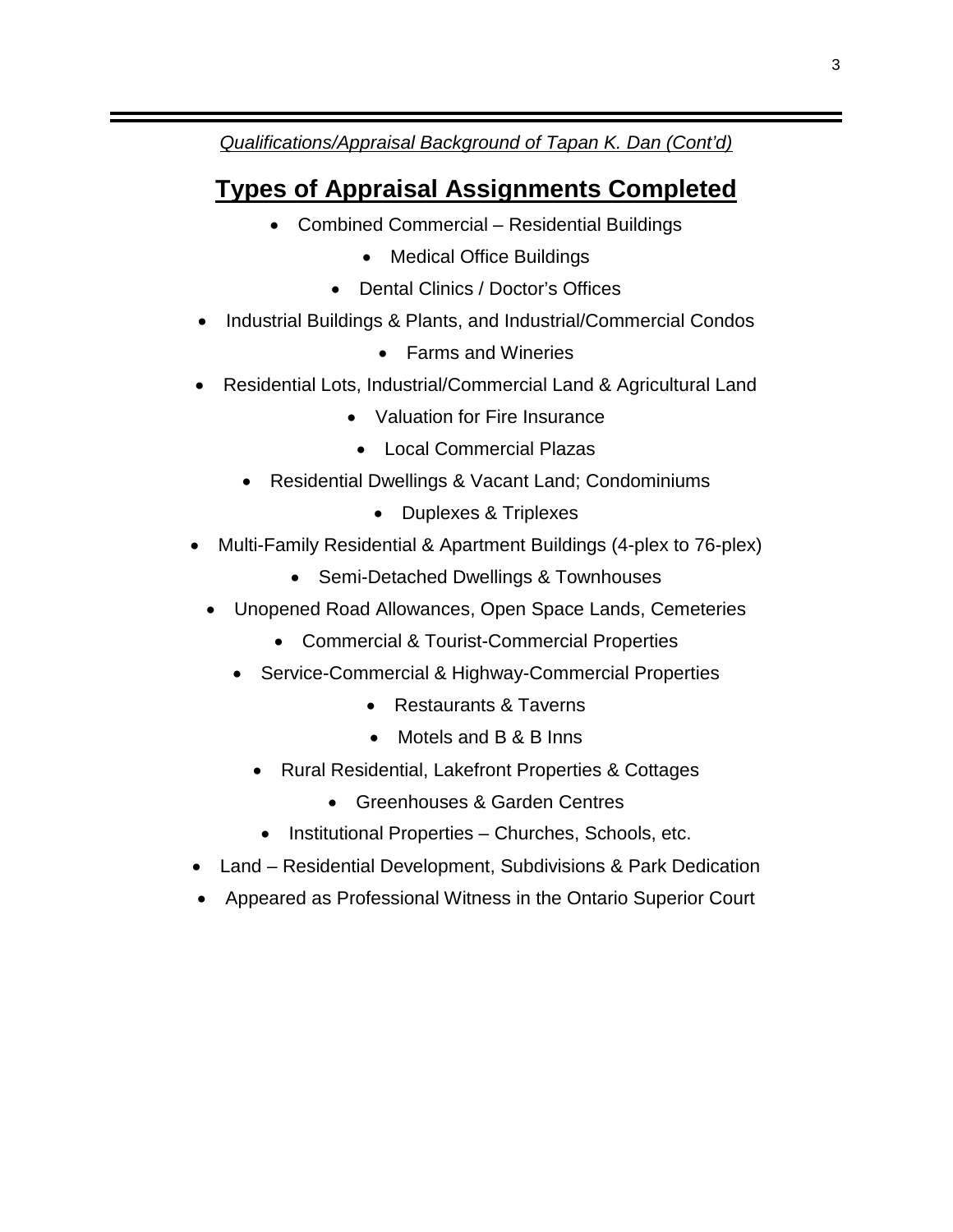*Qualifications/Appraisal Background of Tapan K. Dan (Cont'd)*

## Types of Appraisal Assignments Completed

- Combined Commercial – Residential Buildings
- Medical Office Buildings
- Dental Clinics / Doctor's Offices
- Industrial Buildings & Plants, and Industrial/Commercial Condos
- Farms and Wineries
- Residential Lots, Industrial/Commercial Land & Agricultural Land
- Valuation for Fire Insurance
- Local Commercial Plazas
- Residential Dwellings & Vacant Land; Condominiums
- Duplexes & Triplexes
- Multi-Family Residential & Apartment Buildings (4-plex to 76-plex)
- Semi-Detached Dwellings & Townhouses
- Unopened Road Allowances, Open Space Lands, Cemeteries
- Commercial & Tourist-Commercial Properties
- Service-Commercial & Highway-Commercial Properties
- Restaurants & Taverns
- Motels and B & B Inns
- Rural Residential, Lakefront Properties & Cottages
- Greenhouses & Garden Centres
- Institutional Properties – Churches, Schools, etc.
- Land – Residential Development, Subdivisions & Park Dedication
- Appeared as Professional Witness in the Ontario Superior Court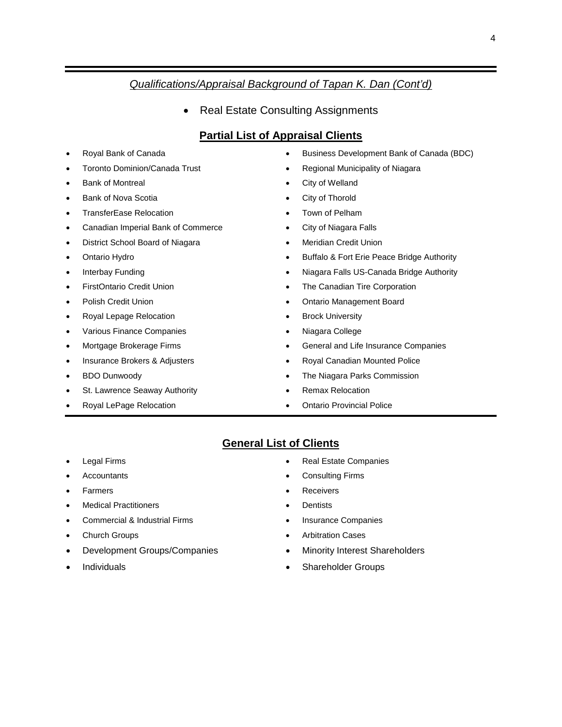*Qualifications/Appraisal Background of Tapan K. Dan (Cont'd)*

- Real Estate Consulting Assignments

## Partial List of Appraisal Clients

- Royal Bank of Canada
- Toronto Dominion/Canada Trust
- Bank of Montreal
- Bank of Nova Scotia
- TransferEase Relocation
- Canadian Imperial Bank of Commerce
- District School Board of Niagara
- Ontario Hydro
- Interbay Funding
- FirstOntario Credit Union
- Polish Credit Union
- Royal Lepage Relocation
- Various Finance Companies
- Mortgage Brokerage Firms
- Insurance Brokers & Adjusters
- BDO Dunwoody
- St. Lawrence Seaway Authority
- Royal LePage Relocation
- Business Development Bank of Canada (BDC)
- Regional Municipality of Niagara
- City of Welland
- City of Thorold
- Town of Pelham
- City of Niagara Falls
- Meridian Credit Union
- Buffalo & Fort Erie Peace Bridge Authority
- Niagara Falls US-Canada Bridge Authority
- The Canadian Tire Corporation
- Ontario Management Board
- Brock University
- Niagara College
- General and Life Insurance Companies
- Royal Canadian Mounted Police
- The Niagara Parks Commission
- Remax Relocation
- Ontario Provincial Police

## General List of Clients

- Legal Firms
- Accountants
- Farmers
- Medical Practitioners
- Commercial & Industrial Firms
- Church Groups
- Development Groups/Companies
- Individuals
- Real Estate Companies
- Consulting Firms
- Receivers
- Dentists
- Insurance Companies
- Arbitration Cases
- Minority Interest Shareholders
- Shareholder Groups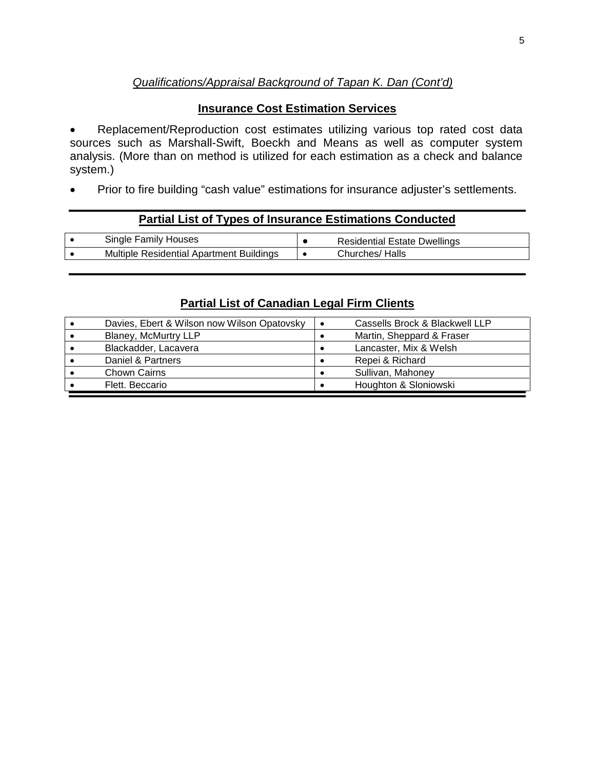*Qualifications/Appraisal Background of Tapan K. Dan (Cont'd)*

## Insurance Cost Estimation Services

- Replacement/Reproduction cost estimates utilizing various top rated cost data sources such as Marshall-Swift, Boeckh and Means as well as computer system analysis. (More than on method is utilized for each estimation as a check and balance system.)
- Prior to fire building "cash value" estimations for insurance adjuster's settlements.

## Partial List of Types of Insurance Estimations Conducted

| | |
|---|---|
| • Single Family Houses | • Residential Estate Dwellings |
| • Multiple Residential Apartment Buildings | • Churches/ Halls |

## Partial List of Canadian Legal Firm Clients

| | |
|---|---|
| • Davies, Ebert & Wilson now Wilson Opatovsky | • Cassells Brock & Blackwell LLP |
| • Blaney, McMurtry LLP | • Martin, Sheppard & Fraser |
| • Blackadder, Lacavera | • Lancaster, Mix & Welsh |
| • Daniel & Partners | • Repei & Richard |
| • Chown Cairns | • Sullivan, Mahoney |
| • Flett. Beccario | • Houghton & Sloniowski |